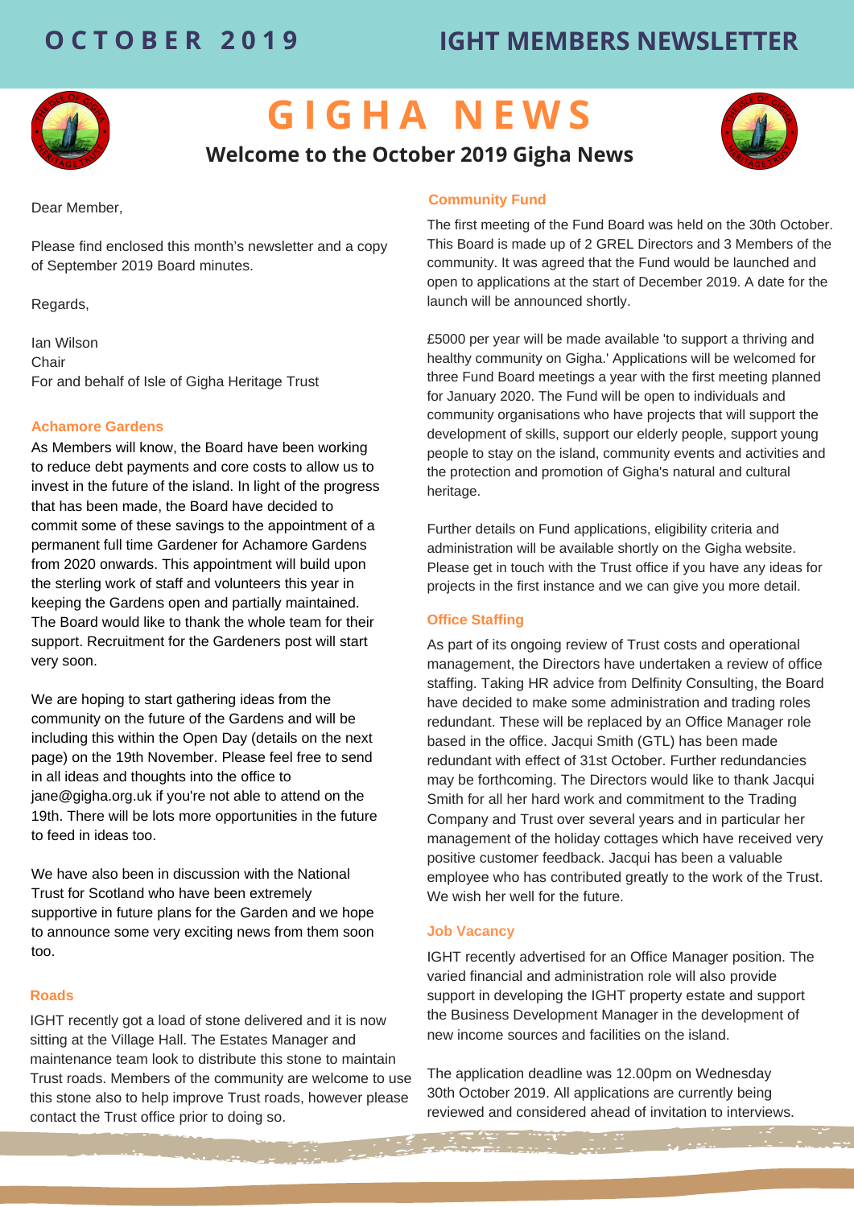OCTOBER 2019 — IGHT MEMBERS NEWSLETTER

# GIGHA NEWS

## Welcome to the October 2019 Gigha News

Dear Member,

Please find enclosed this month's newsletter and a copy of September 2019 Board minutes.

Regards,

Ian Wilson
Chair
For and behalf of Isle of Gigha Heritage Trust

### Achamore Gardens

As Members will know, the Board have been working to reduce debt payments and core costs to allow us to invest in the future of the island. In light of the progress that has been made, the Board have decided to commit some of these savings to the appointment of a permanent full time Gardener for Achamore Gardens from 2020 onwards. This appointment will build upon the sterling work of staff and volunteers this year in keeping the Gardens open and partially maintained. The Board would like to thank the whole team for their support. Recruitment for the Gardeners post will start very soon.

We are hoping to start gathering ideas from the community on the future of the Gardens and will be including this within the Open Day (details on the next page) on the 19th November. Please feel free to send in all ideas and thoughts into the office to jane@gigha.org.uk if you're not able to attend on the 19th. There will be lots more opportunities in the future to feed in ideas too.

We have also been in discussion with the National Trust for Scotland who have been extremely supportive in future plans for the Garden and we hope to announce some very exciting news from them soon too.

### Roads

IGHT recently got a load of stone delivered and it is now sitting at the Village Hall. The Estates Manager and maintenance team look to distribute this stone to maintain Trust roads. Members of the community are welcome to use this stone also to help improve Trust roads, however please contact the Trust office prior to doing so.

### Community Fund

The first meeting of the Fund Board was held on the 30th October. This Board is made up of 2 GREL Directors and 3 Members of the community. It was agreed that the Fund would be launched and open to applications at the start of December 2019. A date for the launch will be announced shortly.

£5000 per year will be made available 'to support a thriving and healthy community on Gigha.' Applications will be welcomed for three Fund Board meetings a year with the first meeting planned for January 2020. The Fund will be open to individuals and community organisations who have projects that will support the development of skills, support our elderly people, support young people to stay on the island, community events and activities and the protection and promotion of Gigha's natural and cultural heritage.

Further details on Fund applications, eligibility criteria and administration will be available shortly on the Gigha website. Please get in touch with the Trust office if you have any ideas for projects in the first instance and we can give you more detail.

### Office Staffing

As part of its ongoing review of Trust costs and operational management, the Directors have undertaken a review of office staffing. Taking HR advice from Delfinity Consulting, the Board have decided to make some administration and trading roles redundant. These will be replaced by an Office Manager role based in the office. Jacqui Smith (GTL) has been made redundant with effect of 31st October. Further redundancies may be forthcoming. The Directors would like to thank Jacqui Smith for all her hard work and commitment to the Trading Company and Trust over several years and in particular her management of the holiday cottages which have received very positive customer feedback. Jacqui has been a valuable employee who has contributed greatly to the work of the Trust. We wish her well for the future.

### Job Vacancy

IGHT recently advertised for an Office Manager position. The varied financial and administration role will also provide support in developing the IGHT property estate and support the Business Development Manager in the development of new income sources and facilities on the island.

The application deadline was 12.00pm on Wednesday 30th October 2019. All applications are currently being reviewed and considered ahead of invitation to interviews.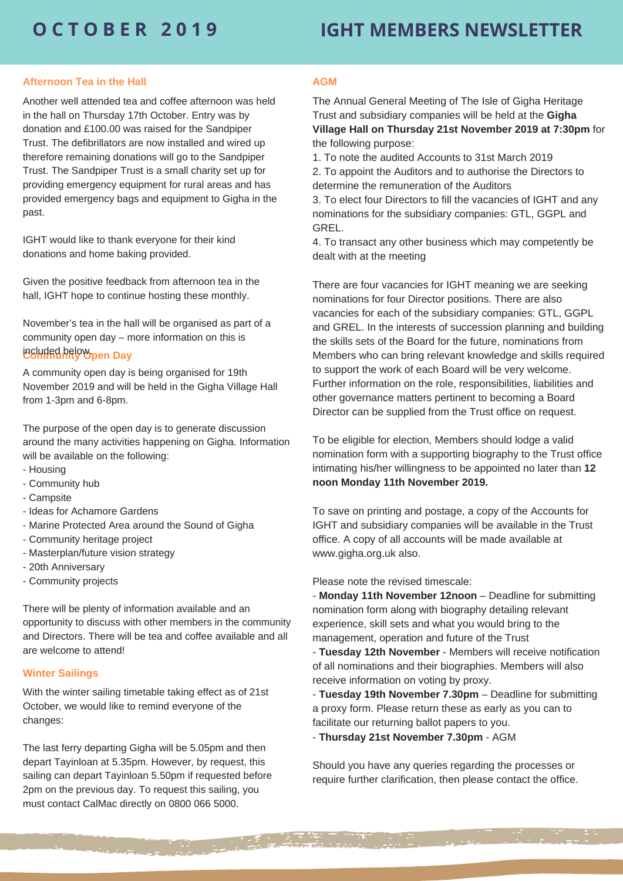# OCTOBER 2019

# IGHT MEMBERS NEWSLETTER

## Afternoon Tea in the Hall

Another well attended tea and coffee afternoon was held in the hall on Thursday 17th October. Entry was by donation and £100.00 was raised for the Sandpiper Trust. The defibrillators are now installed and wired up therefore remaining donations will go to the Sandpiper Trust. The Sandpiper Trust is a small charity set up for providing emergency equipment for rural areas and has provided emergency bags and equipment to Gigha in the past.

IGHT would like to thank everyone for their kind donations and home baking provided.

Given the positive feedback from afternoon tea in the hall, IGHT hope to continue hosting these monthly.

November's tea in the hall will be organised as part of a community open day – more information on this is included below.

## Community Open Day

A community open day is being organised for 19th November 2019 and will be held in the Gigha Village Hall from 1-3pm and 6-8pm.

The purpose of the open day is to generate discussion around the many activities happening on Gigha. Information will be available on the following:

- Housing
- Community hub
- Campsite
- Ideas for Achamore Gardens
- Marine Protected Area around the Sound of Gigha
- Community heritage project
- Masterplan/future vision strategy
- 20th Anniversary
- Community projects

There will be plenty of information available and an opportunity to discuss with other members in the community and Directors. There will be tea and coffee available and all are welcome to attend!

## Winter Sailings

With the winter sailing timetable taking effect as of 21st October, we would like to remind everyone of the changes:

The last ferry departing Gigha will be 5.05pm and then depart Tayinloan at 5.35pm. However, by request, this sailing can depart Tayinloan 5.50pm if requested before 2pm on the previous day. To request this sailing, you must contact CalMac directly on 0800 066 5000.

## AGM

The Annual General Meeting of The Isle of Gigha Heritage Trust and subsidiary companies will be held at the **Gigha Village Hall on Thursday 21st November 2019 at 7:30pm** for the following purpose:

1. To note the audited Accounts to 31st March 2019
2. To appoint the Auditors and to authorise the Directors to determine the remuneration of the Auditors
3. To elect four Directors to fill the vacancies of IGHT and any nominations for the subsidiary companies: GTL, GGPL and GREL.
4. To transact any other business which may competently be dealt with at the meeting

There are four vacancies for IGHT meaning we are seeking nominations for four Director positions. There are also vacancies for each of the subsidiary companies: GTL, GGPL and GREL. In the interests of succession planning and building the skills sets of the Board for the future, nominations from Members who can bring relevant knowledge and skills required to support the work of each Board will be very welcome. Further information on the role, responsibilities, liabilities and other governance matters pertinent to becoming a Board Director can be supplied from the Trust office on request.

To be eligible for election, Members should lodge a valid nomination form with a supporting biography to the Trust office intimating his/her willingness to be appointed no later than **12 noon Monday 11th November 2019.**

To save on printing and postage, a copy of the Accounts for IGHT and subsidiary companies will be available in the Trust office. A copy of all accounts will be made available at www.gigha.org.uk also.

Please note the revised timescale:

- **Monday 11th November 12noon** – Deadline for submitting nomination form along with biography detailing relevant experience, skill sets and what you would bring to the management, operation and future of the Trust
- **Tuesday 12th November** - Members will receive notification of all nominations and their biographies. Members will also receive information on voting by proxy.
- **Tuesday 19th November 7.30pm** – Deadline for submitting a proxy form. Please return these as early as you can to facilitate our returning ballot papers to you.
- **Thursday 21st November 7.30pm** - AGM

Should you have any queries regarding the processes or require further clarification, then please contact the office.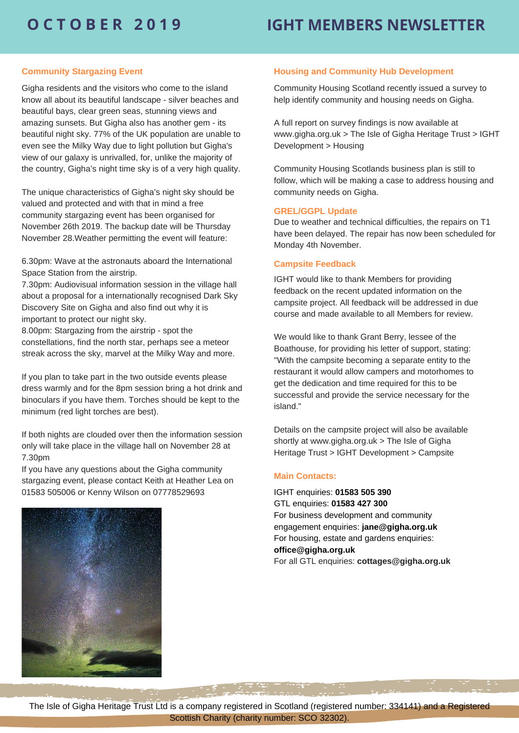# OCTOBER 2019

# IGHT MEMBERS NEWSLETTER

## Community Stargazing Event

Gigha residents and the visitors who come to the island know all about its beautiful landscape - silver beaches and beautiful bays, clear green seas, stunning views and amazing sunsets. But Gigha also has another gem - its beautiful night sky. 77% of the UK population are unable to even see the Milky Way due to light pollution but Gigha's view of our galaxy is unrivalled, for, unlike the majority of the country, Gigha's night time sky is of a very high quality.

The unique characteristics of Gigha's night sky should be valued and protected and with that in mind a free community stargazing event has been organised for November 26th 2019. The backup date will be Thursday November 28.Weather permitting the event will feature:

6.30pm: Wave at the astronauts aboard the International Space Station from the airstrip.
7.30pm: Audiovisual information session in the village hall about a proposal for a internationally recognised Dark Sky Discovery Site on Gigha and also find out why it is important to protect our night sky.
8.00pm: Stargazing from the airstrip - spot the constellations, find the north star, perhaps see a meteor streak across the sky, marvel at the Milky Way and more.

If you plan to take part in the two outside events please dress warmly and for the 8pm session bring a hot drink and binoculars if you have them. Torches should be kept to the minimum (red light torches are best).

If both nights are clouded over then the information session only will take place in the village hall on November 28 at 7.30pm
If you have any questions about the Gigha community stargazing event, please contact Keith at Heather Lea on 01583 505006 or Kenny Wilson on 07778529693

## Housing and Community Hub Development

Community Housing Scotland recently issued a survey to help identify community and housing needs on Gigha.

A full report on survey findings is now available at www.gigha.org.uk > The Isle of Gigha Heritage Trust > IGHT Development > Housing

Community Housing Scotlands business plan is still to follow, which will be making a case to address housing and community needs on Gigha.

## GREL/GGPL Update

Due to weather and technical difficulties, the repairs on T1 have been delayed. The repair has now been scheduled for Monday 4th November.

## Campsite Feedback

IGHT would like to thank Members for providing feedback on the recent updated information on the campsite project. All feedback will be addressed in due course and made available to all Members for review.

We would like to thank Grant Berry, lessee of the Boathouse, for providing his letter of support, stating: "With the campsite becoming a separate entity to the restaurant it would allow campers and motorhomes to get the dedication and time required for this to be successful and provide the service necessary for the island."

Details on the campsite project will also be available shortly at www.gigha.org.uk > The Isle of Gigha Heritage Trust > IGHT Development > Campsite

## Main Contacts:

IGHT enquiries: **01583 505 390**
GTL enquiries: **01583 427 300**
For business development and community engagement enquiries: **jane@gigha.org.uk**
For housing, estate and gardens enquiries: **office@gigha.org.uk**
For all GTL enquiries: **cottages@gigha.org.uk**

The Isle of Gigha Heritage Trust Ltd is a company registered in Scotland (registered number: 334141) and a Registered Scottish Charity (charity number: SCO 32302).